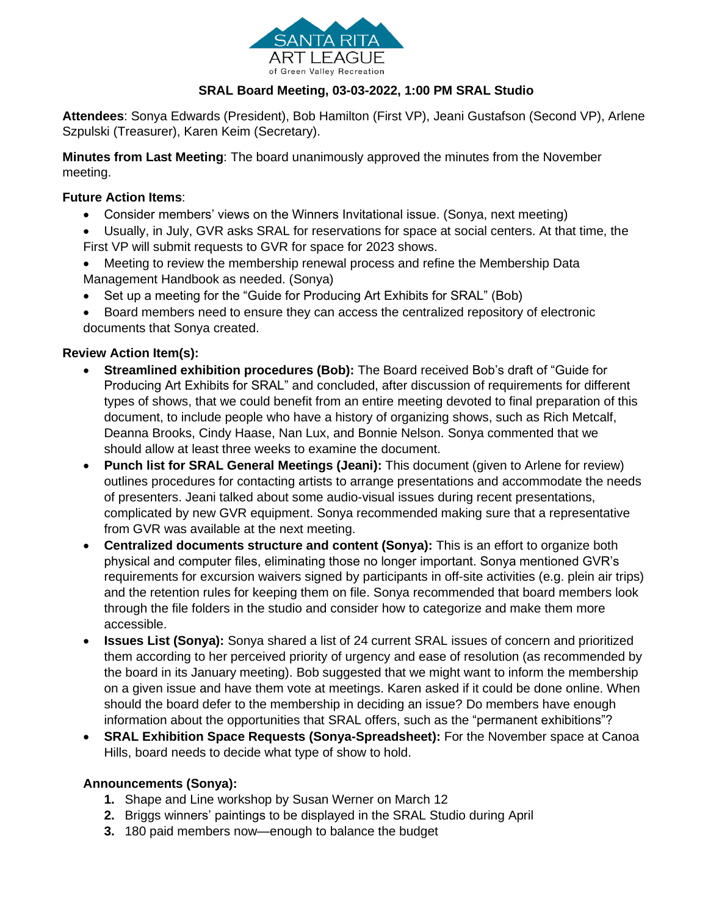SANTA RITA ART LEAGUE
of Green Valley Recreation

## SRAL Board Meeting, 03-03-2022, 1:00 PM SRAL Studio

**Attendees**: Sonya Edwards (President), Bob Hamilton (First VP), Jeani Gustafson (Second VP), Arlene Szpulski (Treasurer), Karen Keim (Secretary).

**Minutes from Last Meeting**: The board unanimously approved the minutes from the November meeting.

**Future Action Items**:

- Consider members' views on the Winners Invitational issue. (Sonya, next meeting)
- Usually, in July, GVR asks SRAL for reservations for space at social centers. At that time, the First VP will submit requests to GVR for space for 2023 shows.
- Meeting to review the membership renewal process and refine the Membership Data Management Handbook as needed. (Sonya)
- Set up a meeting for the "Guide for Producing Art Exhibits for SRAL" (Bob)
- Board members need to ensure they can access the centralized repository of electronic documents that Sonya created.

**Review Action Item(s):**

- **Streamlined exhibition procedures (Bob):** The Board received Bob's draft of "Guide for Producing Art Exhibits for SRAL" and concluded, after discussion of requirements for different types of shows, that we could benefit from an entire meeting devoted to final preparation of this document, to include people who have a history of organizing shows, such as Rich Metcalf, Deanna Brooks, Cindy Haase, Nan Lux, and Bonnie Nelson. Sonya commented that we should allow at least three weeks to examine the document.
- **Punch list for SRAL General Meetings (Jeani):** This document (given to Arlene for review) outlines procedures for contacting artists to arrange presentations and accommodate the needs of presenters. Jeani talked about some audio-visual issues during recent presentations, complicated by new GVR equipment. Sonya recommended making sure that a representative from GVR was available at the next meeting.
- **Centralized documents structure and content (Sonya):** This is an effort to organize both physical and computer files, eliminating those no longer important. Sonya mentioned GVR's requirements for excursion waivers signed by participants in off-site activities (e.g. plein air trips) and the retention rules for keeping them on file. Sonya recommended that board members look through the file folders in the studio and consider how to categorize and make them more accessible.
- **Issues List (Sonya):** Sonya shared a list of 24 current SRAL issues of concern and prioritized them according to her perceived priority of urgency and ease of resolution (as recommended by the board in its January meeting). Bob suggested that we might want to inform the membership on a given issue and have them vote at meetings. Karen asked if it could be done online. When should the board defer to the membership in deciding an issue? Do members have enough information about the opportunities that SRAL offers, such as the "permanent exhibitions"?
- **SRAL Exhibition Space Requests (Sonya-Spreadsheet):** For the November space at Canoa Hills, board needs to decide what type of show to hold.

**Announcements (Sonya):**

1. Shape and Line workshop by Susan Werner on March 12
2. Briggs winners' paintings to be displayed in the SRAL Studio during April
3. 180 paid members now—enough to balance the budget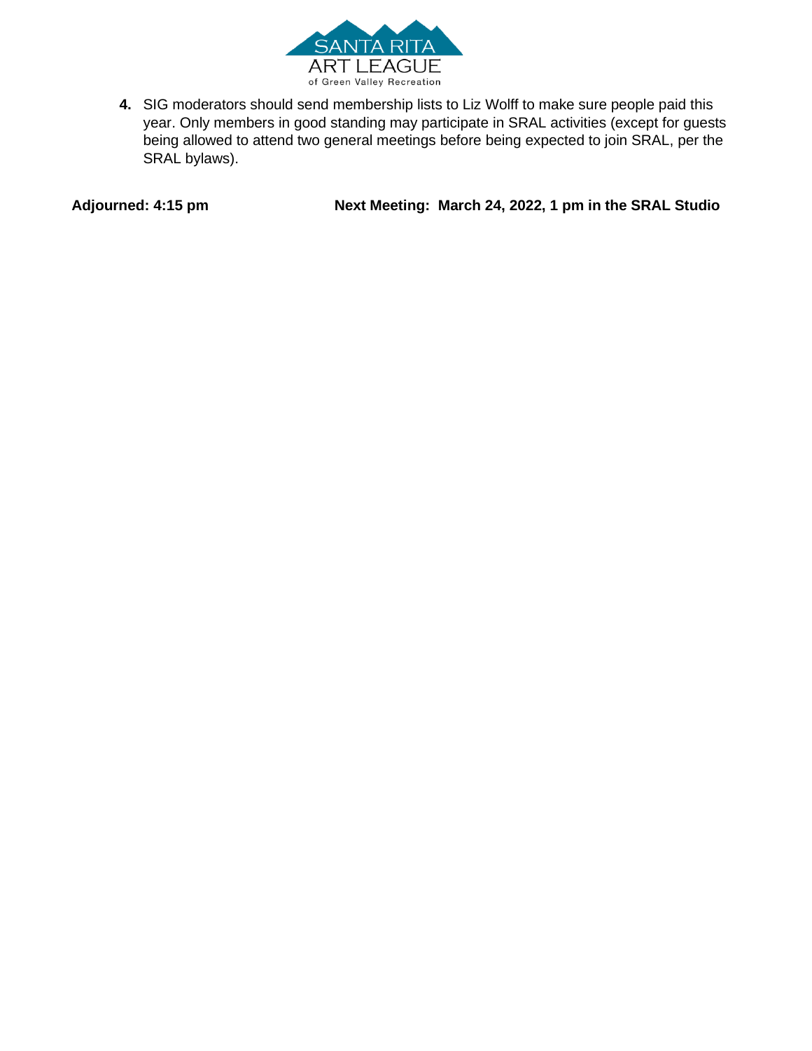4. SIG moderators should send membership lists to Liz Wolff to make sure people paid this year. Only members in good standing may participate in SRAL activities (except for guests being allowed to attend two general meetings before being expected to join SRAL, per the SRAL bylaws).

**Adjourned: 4:15 pm** **Next Meeting: March 24, 2022, 1 pm in the SRAL Studio**